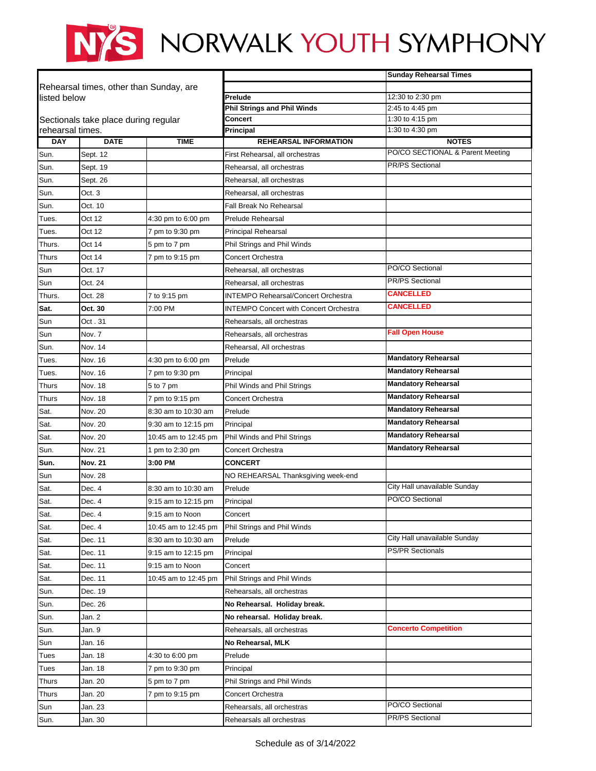# NYS NORWALK YOUTH SYMPHONY

| Rehearsal times, other than Sunday, are listed below<br><br>Sectionals take place during regular rehearsal times. | | | | **Sunday Rehearsal Times** |
|---|---|---|---|---|
| | | | **Prelude** | 12:30 to 2:30 pm |
| | | | **Phil Strings and Phil Winds** | 2:45 to 4:45 pm |
| | | | **Concert** | 1:30 to 4:15 pm |
| | | | **Principal** | 1:30 to 4:30 pm |
| **DAY** | **DATE** | **TIME** | **REHEARSAL INFORMATION** | **NOTES** |
| Sun. | Sept. 12 | | First Rehearsal, all orchestras | PO/CO SECTIONAL & Parent Meeting |
| Sun. | Sept. 19 | | Rehearsal, all orchestras | PR/PS Sectional |
| Sun. | Sept. 26 | | Rehearsal, all orchestras | |
| Sun. | Oct. 3 | | Rehearsal, all orchestras | |
| Sun. | Oct. 10 | | Fall Break No Rehearsal | |
| Tues. | Oct 12 | 4:30 pm to 6:00 pm | Prelude Rehearsal | |
| Tues. | Oct 12 | 7 pm to 9:30 pm | Principal Rehearsal | |
| Thurs. | Oct 14 | 5 pm to 7 pm | Phil Strings and Phil Winds | |
| Thurs | Oct 14 | 7 pm to 9:15 pm | Concert Orchestra | |
| Sun | Oct. 17 | | Rehearsal, all orchestras | PO/CO Sectional |
| Sun | Oct. 24 | | Rehearsal, all orchestras | PR/PS Sectional |
| Thurs. | Oct. 28 | 7 to 9:15 pm | INTEMPO Rehearsal/Concert Orchestra | **CANCELLED** |
| **Sat.** | **Oct. 30** | 7:00 PM | INTEMPO Concert with Concert Orchestra | **CANCELLED** |
| Sun | Oct . 31 | | Rehearsals, all orchestras | |
| Sun | Nov. 7 | | Rehearsals, all orchestras | **Fall Open House** |
| Sun. | Nov. 14 | | Rehearsal, All orchestras | |
| Tues. | Nov. 16 | 4:30 pm to 6:00 pm | Prelude | **Mandatory Rehearsal** |
| Tues. | Nov. 16 | 7 pm to 9:30 pm | Principal | **Mandatory Rehearsal** |
| Thurs | Nov. 18 | 5 to 7 pm | Phil Winds and Phil Strings | **Mandatory Rehearsal** |
| Thurs | Nov. 18 | 7 pm to 9:15 pm | Concert Orchestra | **Mandatory Rehearsal** |
| Sat. | Nov. 20 | 8:30 am to 10:30 am | Prelude | **Mandatory Rehearsal** |
| Sat. | Nov. 20 | 9:30 am to 12:15 pm | Principal | **Mandatory Rehearsal** |
| Sat. | Nov. 20 | 10:45 am to 12:45 pm | Phil Winds and Phil Strings | **Mandatory Rehearsal** |
| Sun. | Nov. 21 | 1 pm to 2:30 pm | Concert Orchestra | **Mandatory Rehearsal** |
| **Sun.** | **Nov. 21** | **3:00 PM** | **CONCERT** | |
| Sun | Nov. 28 | | NO REHEARSAL Thanksgiving week-end | |
| Sat. | Dec. 4 | 8:30 am to 10:30 am | Prelude | City Hall unavailable Sunday |
| Sat. | Dec. 4 | 9:15 am to 12:15 pm | Principal | PO/CO Sectional |
| Sat. | Dec. 4 | 9:15 am to Noon | Concert | |
| Sat. | Dec. 4 | 10:45 am to 12:45 pm | Phil Strings and Phil Winds | |
| Sat. | Dec. 11 | 8:30 am to 10:30 am | Prelude | City Hall unavailable Sunday |
| Sat. | Dec. 11 | 9:15 am to 12:15 pm | Principal | PS/PR Sectionals |
| Sat. | Dec. 11 | 9:15 am to Noon | Concert | |
| Sat. | Dec. 11 | 10:45 am to 12:45 pm | Phil Strings and Phil Winds | |
| Sun. | Dec. 19 | | Rehearsals, all orchestras | |
| Sun. | Dec. 26 | | **No Rehearsal. Holiday break.** | |
| Sun. | Jan. 2 | | **No rehearsal. Holiday break.** | |
| Sun. | Jan. 9 | | Rehearsals, all orchestras | **Concerto Competition** |
| Sun | Jan. 16 | | **No Rehearsal, MLK** | |
| Tues | Jan. 18 | 4:30 to 6:00 pm | Prelude | |
| Tues | Jan. 18 | 7 pm to 9:30 pm | Principal | |
| Thurs | Jan. 20 | 5 pm to 7 pm | Phil Strings and Phil Winds | |
| Thurs | Jan. 20 | 7 pm to 9:15 pm | Concert Orchestra | |
| Sun | Jan. 23 | | Rehearsals, all orchestras | PO/CO Sectional |
| Sun. | Jan. 30 | | Rehearsals all orchestras | PR/PS Sectional |

Schedule as of 3/14/2022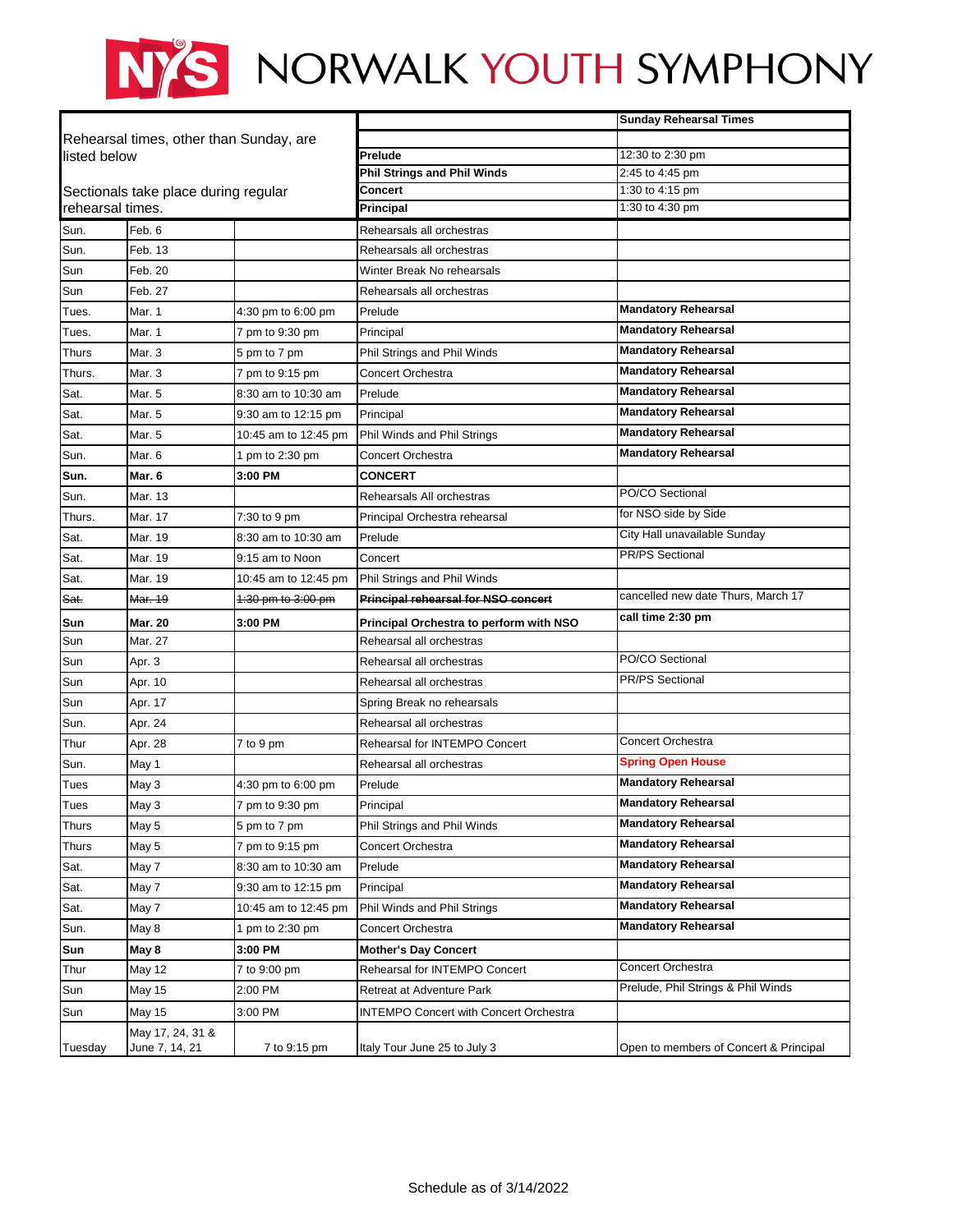# NYS NORWALK YOUTH SYMPHONY

| Rehearsal times, other than Sunday, are listed below<br><br>Sectionals take place during regular rehearsal times. | | | | Sunday Rehearsal Times |
|---|---|---|---|---|
| | | | **Prelude** | 12:30 to 2:30 pm |
| | | | **Phil Strings and Phil Winds** | 2:45 to 4:45 pm |
| | | | **Concert** | 1:30 to 4:15 pm |
| | | | **Principal** | 1:30 to 4:30 pm |
| Sun. | Feb. 6 | | Rehearsals all orchestras | |
| Sun. | Feb. 13 | | Rehearsals all orchestras | |
| Sun | Feb. 20 | | Winter Break No rehearsals | |
| Sun | Feb. 27 | | Rehearsals all orchestras | |
| Tues. | Mar. 1 | 4:30 pm to 6:00 pm | Prelude | **Mandatory Rehearsal** |
| Tues. | Mar. 1 | 7 pm to 9:30 pm | Principal | **Mandatory Rehearsal** |
| Thurs | Mar. 3 | 5 pm to 7 pm | Phil Strings and Phil Winds | **Mandatory Rehearsal** |
| Thurs. | Mar. 3 | 7 pm to 9:15 pm | Concert Orchestra | **Mandatory Rehearsal** |
| Sat. | Mar. 5 | 8:30 am to 10:30 am | Prelude | **Mandatory Rehearsal** |
| Sat. | Mar. 5 | 9:30 am to 12:15 pm | Principal | **Mandatory Rehearsal** |
| Sat. | Mar. 5 | 10:45 am to 12:45 pm | Phil Winds and Phil Strings | **Mandatory Rehearsal** |
| Sun. | Mar. 6 | 1 pm to 2:30 pm | Concert Orchestra | **Mandatory Rehearsal** |
| **Sun.** | **Mar. 6** | **3:00 PM** | **CONCERT** | |
| Sun. | Mar. 13 | | Rehearsals All orchestras | PO/CO Sectional |
| Thurs. | Mar. 17 | 7:30 to 9 pm | Principal Orchestra rehearsal | for NSO side by Side |
| Sat. | Mar. 19 | 8:30 am to 10:30 am | Prelude | City Hall unavailable Sunday |
| Sat. | Mar. 19 | 9:15 am to Noon | Concert | PR/PS Sectional |
| Sat. | Mar. 19 | 10:45 am to 12:45 pm | Phil Strings and Phil Winds | |
| ~~Sat.~~ | ~~Mar. 19~~ | ~~1:30 pm to 3:00 pm~~ | ~~**Principal rehearsal for NSO concert**~~ | cancelled new date Thurs, March 17 |
| **Sun** | **Mar. 20** | **3:00 PM** | **Principal Orchestra to perform with NSO** | **call time 2:30 pm** |
| Sun | Mar. 27 | | Rehearsal all orchestras | |
| Sun | Apr. 3 | | Rehearsal all orchestras | PO/CO Sectional |
| Sun | Apr. 10 | | Rehearsal all orchestras | PR/PS Sectional |
| Sun | Apr. 17 | | Spring Break no rehearsals | |
| Sun. | Apr. 24 | | Rehearsal all orchestras | |
| Thur | Apr. 28 | 7 to 9 pm | Rehearsal for INTEMPO Concert | Concert Orchestra |
| Sun. | May 1 | | Rehearsal all orchestras | **Spring Open House** |
| Tues | May 3 | 4:30 pm to 6:00 pm | Prelude | **Mandatory Rehearsal** |
| Tues | May 3 | 7 pm to 9:30 pm | Principal | **Mandatory Rehearsal** |
| Thurs | May 5 | 5 pm to 7 pm | Phil Strings and Phil Winds | **Mandatory Rehearsal** |
| Thurs | May 5 | 7 pm to 9:15 pm | Concert Orchestra | **Mandatory Rehearsal** |
| Sat. | May 7 | 8:30 am to 10:30 am | Prelude | **Mandatory Rehearsal** |
| Sat. | May 7 | 9:30 am to 12:15 pm | Principal | **Mandatory Rehearsal** |
| Sat. | May 7 | 10:45 am to 12:45 pm | Phil Winds and Phil Strings | **Mandatory Rehearsal** |
| Sun. | May 8 | 1 pm to 2:30 pm | Concert Orchestra | **Mandatory Rehearsal** |
| **Sun** | **May 8** | **3:00 PM** | **Mother's Day Concert** | |
| Thur | May 12 | 7 to 9:00 pm | Rehearsal for INTEMPO Concert | Concert Orchestra |
| Sun | May 15 | 2:00 PM | Retreat at Adventure Park | Prelude, Phil Strings & Phil Winds |
| Sun | May 15 | 3:00 PM | INTEMPO Concert with Concert Orchestra | |
| Tuesday | May 17, 24, 31 & June 7, 14, 21 | 7 to 9:15 pm | Italy Tour June 25 to July 3 | Open to members of Concert & Principal |

Schedule as of 3/14/2022